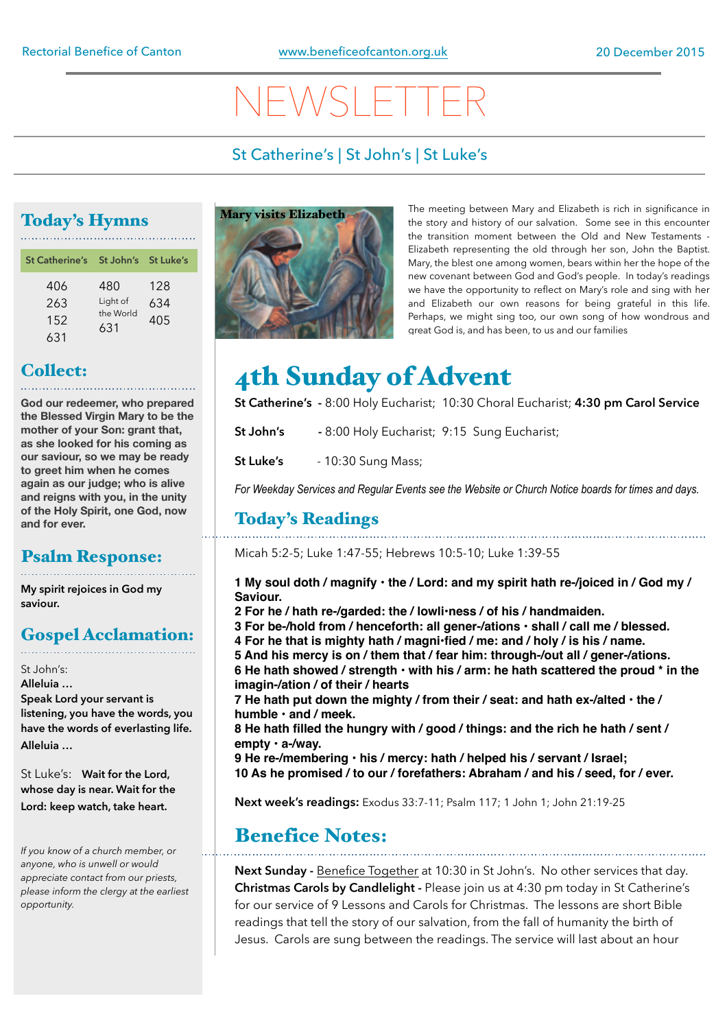Rectorial Benefice of Canton www.beneficeofcanton.org.uk 20 December 2015

# NEWSLETTER

St Catherine's | St John's | St Luke's

## Today's Hymns

| St Catherine's | St John's | St Luke's |
|---|---|---|
| 406 | 480 | 128 |
| 263 | Light of the World | 634 |
| 152 | 631 | 405 |
| 631 | | |

## Collect:

**God our redeemer, who prepared the Blessed Virgin Mary to be the mother of your Son: grant that, as she looked for his coming as our saviour, so we may be ready to greet him when he comes again as our judge; who is alive and reigns with you, in the unity of the Holy Spirit, one God, now and for ever.**

## Psalm Response:

**My spirit rejoices in God my saviour.**

## Gospel Acclamation:

St John's:
**Alleluia …**
**Speak Lord your servant is listening, you have the words, you have the words of everlasting life.**
**Alleluia …**

St Luke's: **Wait for the Lord, whose day is near. Wait for the Lord: keep watch, take heart.**

*If you know of a church member, or anyone, who is unwell or would appreciate contact from our priests, please inform the clergy at the earliest opportunity.*

Mary visits Elizabeth

The meeting between Mary and Elizabeth is rich in significance in the story and history of our salvation. Some see in this encounter the transition moment between the Old and New Testaments - Elizabeth representing the old through her son, John the Baptist. Mary, the blest one among women, bears within her the hope of the new covenant between God and God's people. In today's readings we have the opportunity to reflect on Mary's role and sing with her and Elizabeth our own reasons for being grateful in this life. Perhaps, we might sing too, our own song of how wondrous and great God is, and has been, to us and our families

# 4th Sunday of Advent

**St Catherine's** - 8:00 Holy Eucharist; 10:30 Choral Eucharist; **4:30 pm Carol Service**

**St John's** - 8:00 Holy Eucharist; 9:15 Sung Eucharist;

**St Luke's** - 10:30 Sung Mass;

*For Weekday Services and Regular Events see the Website or Church Notice boards for times and days.*

## Today's Readings

Micah 5:2-5; Luke 1:47-55; Hebrews 10:5-10; Luke 1:39-55

**1 My soul doth / magnify · the / Lord: and my spirit hath re-/joiced in / God my / Saviour.**
**2 For he / hath re-/garded: the / lowli·ness / of his / handmaiden.**
**3 For be-/hold from / henceforth: all gener-/ations · shall / call me / blessed.**
**4 For he that is mighty hath / magni·fied / me: and / holy / is his / name.**
**5 And his mercy is on / them that / fear him: through-/out all / gener-/ations.**
**6 He hath showed / strength · with his / arm: he hath scattered the proud * in the imagin-/ation / of their / hearts**
**7 He hath put down the mighty / from their / seat: and hath ex-/alted · the / humble · and / meek.**
**8 He hath filled the hungry with / good / things: and the rich he hath / sent / empty · a-/way.**
**9 He re-/membering · his / mercy: hath / helped his / servant / Israel;**
**10 As he promised / to our / forefathers: Abraham / and his / seed, for / ever.**

**Next week's readings:** Exodus 33:7-11; Psalm 117; 1 John 1; John 21:19-25

## Benefice Notes:

**Next Sunday -** Benefice Together at 10:30 in St John's. No other services that day.
**Christmas Carols by Candlelight -** Please join us at 4:30 pm today in St Catherine's for our service of 9 Lessons and Carols for Christmas. The lessons are short Bible readings that tell the story of our salvation, from the fall of humanity the birth of Jesus. Carols are sung between the readings. The service will last about an hour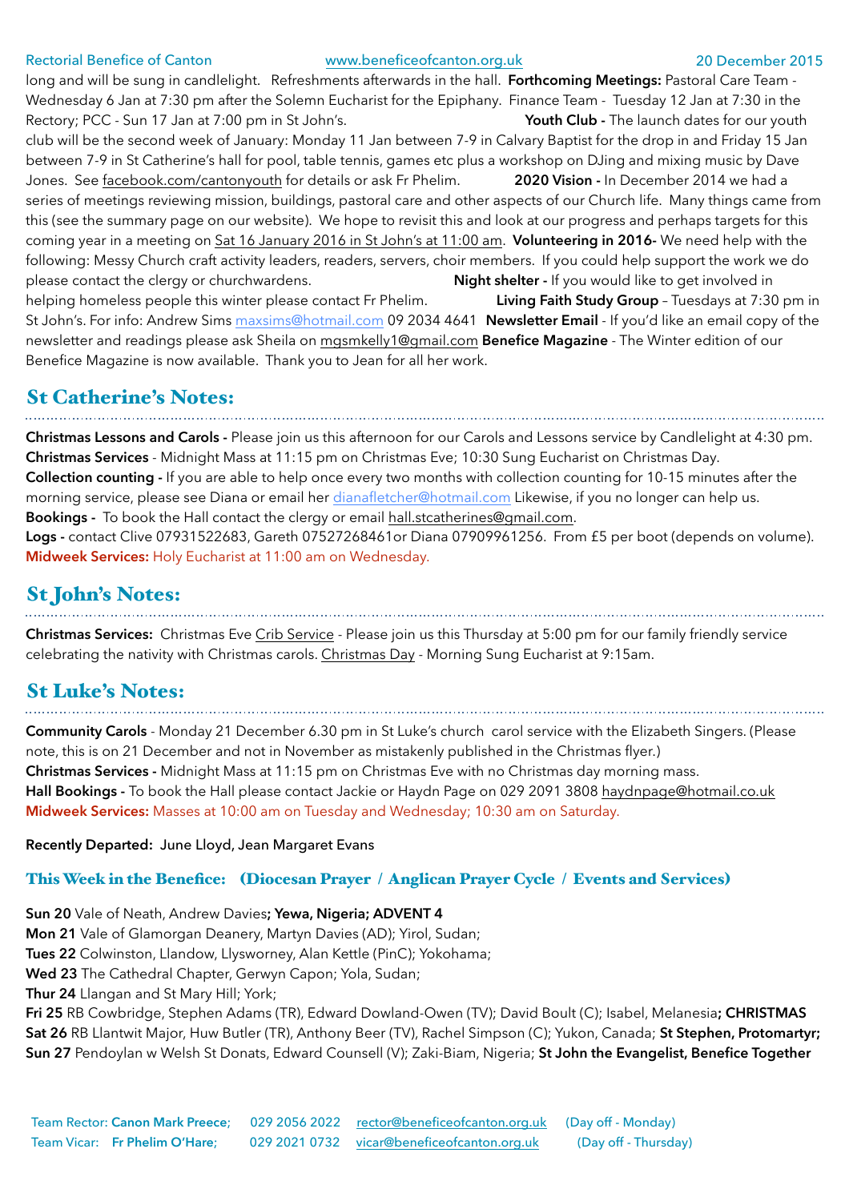long and will be sung in candlelight. Refreshments afterwards in the hall. **Forthcoming Meetings:** Pastoral Care Team - Wednesday 6 Jan at 7:30 pm after the Solemn Eucharist for the Epiphany. Finance Team - Tuesday 12 Jan at 7:30 in the Rectory; PCC - Sun 17 Jan at 7:00 pm in St John's. **Youth Club -** The launch dates for our youth club will be the second week of January: Monday 11 Jan between 7-9 in Calvary Baptist for the drop in and Friday 15 Jan between 7-9 in St Catherine's hall for pool, table tennis, games etc plus a workshop on DJing and mixing music by Dave Jones. See facebook.com/cantonyouth for details or ask Fr Phelim. **2020 Vision -** In December 2014 we had a series of meetings reviewing mission, buildings, pastoral care and other aspects of our Church life. Many things came from this (see the summary page on our website). We hope to revisit this and look at our progress and perhaps targets for this coming year in a meeting on Sat 16 January 2016 in St John's at 11:00 am. **Volunteering in 2016-** We need help with the following: Messy Church craft activity leaders, readers, servers, choir members. If you could help support the work we do please contact the clergy or churchwardens. **Night shelter -** If you would like to get involved in helping homeless people this winter please contact Fr Phelim. **Living Faith Study Group** – Tuesdays at 7:30 pm in St John's. For info: Andrew Sims maxsims@hotmail.com 09 2034 4641 **Newsletter Email** - If you'd like an email copy of the newsletter and readings please ask Sheila on mgsmkelly1@gmail.com **Benefice Magazine** - The Winter edition of our Benefice Magazine is now available. Thank you to Jean for all her work.

## St Catherine's Notes:

**Christmas Lessons and Carols -** Please join us this afternoon for our Carols and Lessons service by Candlelight at 4:30 pm.
**Christmas Services** - Midnight Mass at 11:15 pm on Christmas Eve; 10:30 Sung Eucharist on Christmas Day.
**Collection counting -** If you are able to help once every two months with collection counting for 10-15 minutes after the morning service, please see Diana or email her dianafletcher@hotmail.com Likewise, if you no longer can help us.
**Bookings -** To book the Hall contact the clergy or email hall.stcatherines@gmail.com.
**Logs -** contact Clive 07931522683, Gareth 07527268461or Diana 07909961256. From £5 per boot (depends on volume).
**Midweek Services:** Holy Eucharist at 11:00 am on Wednesday.

## St John's Notes:

**Christmas Services:** Christmas Eve Crib Service - Please join us this Thursday at 5:00 pm for our family friendly service celebrating the nativity with Christmas carols. Christmas Day - Morning Sung Eucharist at 9:15am.

## St Luke's Notes:

**Community Carols** - Monday 21 December 6.30 pm in St Luke's church carol service with the Elizabeth Singers. (Please note, this is on 21 December and not in November as mistakenly published in the Christmas flyer.)
**Christmas Services -** Midnight Mass at 11:15 pm on Christmas Eve with no Christmas day morning mass.
**Hall Bookings -** To book the Hall please contact Jackie or Haydn Page on 029 2091 3808 haydnpage@hotmail.co.uk
**Midweek Services:** Masses at 10:00 am on Tuesday and Wednesday; 10:30 am on Saturday.

**Recently Departed: June Lloyd, Jean Margaret Evans**

### This Week in the Benefice: (Diocesan Prayer / Anglican Prayer Cycle / Events and Services)

**Sun 20** Vale of Neath, Andrew Davies**; Yewa, Nigeria; ADVENT 4**
**Mon 21** Vale of Glamorgan Deanery, Martyn Davies (AD); Yirol, Sudan;
**Tues 22** Colwinston, Llandow, Llysworney, Alan Kettle (PinC); Yokohama;
**Wed 23** The Cathedral Chapter, Gerwyn Capon; Yola, Sudan;
**Thur 24** Llangan and St Mary Hill; York;
**Fri 25** RB Cowbridge, Stephen Adams (TR), Edward Dowland-Owen (TV); David Boult (C); Isabel, Melanesia**; CHRISTMAS**
**Sat 26** RB Llantwit Major, Huw Butler (TR), Anthony Beer (TV), Rachel Simpson (C); Yukon, Canada; **St Stephen, Protomartyr;**
**Sun 27** Pendoylan w Welsh St Donats, Edward Counsell (V); Zaki-Biam, Nigeria; **St John the Evangelist, Benefice Together**

Team Rector: **Canon Mark Preece**; 029 2056 2022 rector@beneficeofcanton.org.uk (Day off - Monday)
Team Vicar: **Fr Phelim O'Hare**; 029 2021 0732 vicar@beneficeofcanton.org.uk (Day off - Thursday)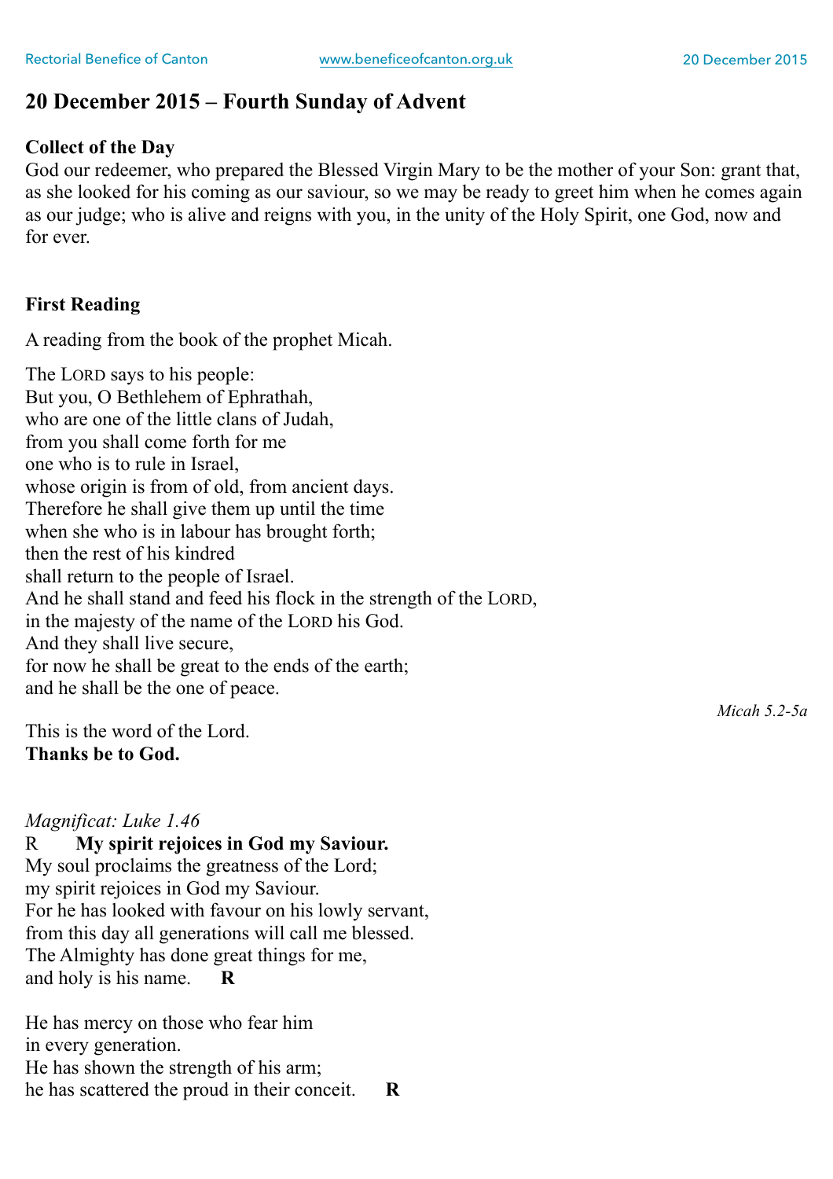## 20 December 2015 – Fourth Sunday of Advent

**Collect of the Day**
God our redeemer, who prepared the Blessed Virgin Mary to be the mother of your Son: grant that, as she looked for his coming as our saviour, so we may be ready to greet him when he comes again as our judge; who is alive and reigns with you, in the unity of the Holy Spirit, one God, now and for ever.

**First Reading**

A reading from the book of the prophet Micah.

The LORD says to his people:
But you, O Bethlehem of Ephrathah,
who are one of the little clans of Judah,
from you shall come forth for me
one who is to rule in Israel,
whose origin is from of old, from ancient days.
Therefore he shall give them up until the time
when she who is in labour has brought forth;
then the rest of his kindred
shall return to the people of Israel.
And he shall stand and feed his flock in the strength of the LORD,
in the majesty of the name of the LORD his God.
And they shall live secure,
for now he shall be great to the ends of the earth;
and he shall be the one of peace.

*Micah 5.2-5a*

This is the word of the Lord.
**Thanks be to God.**

*Magnificat: Luke 1.46*
R **My spirit rejoices in God my Saviour.**
My soul proclaims the greatness of the Lord;
my spirit rejoices in God my Saviour.
For he has looked with favour on his lowly servant,
from this day all generations will call me blessed.
The Almighty has done great things for me,
and holy is his name. **R**

He has mercy on those who fear him
in every generation.
He has shown the strength of his arm;
he has scattered the proud in their conceit. **R**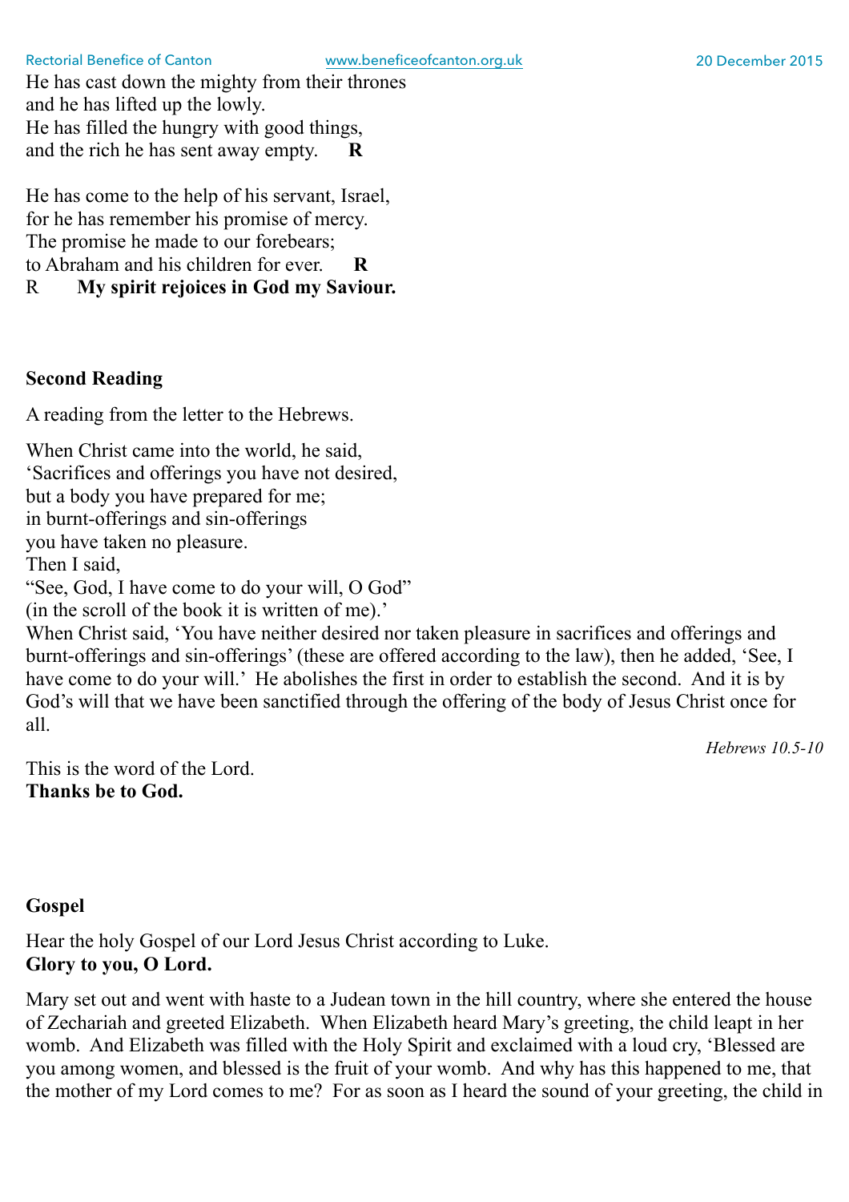He has cast down the mighty from their thrones
and he has lifted up the lowly.
He has filled the hungry with good things,
and the rich he has sent away empty. **R**

He has come to the help of his servant, Israel,
for he has remember his promise of mercy.
The promise he made to our forebears;
to Abraham and his children for ever. **R**

R **My spirit rejoices in God my Saviour.**

**Second Reading**

A reading from the letter to the Hebrews.

When Christ came into the world, he said,
'Sacrifices and offerings you have not desired,
but a body you have prepared for me;
in burnt-offerings and sin-offerings
you have taken no pleasure.
Then I said,
"See, God, I have come to do your will, O God"
(in the scroll of the book it is written of me).'
When Christ said, 'You have neither desired nor taken pleasure in sacrifices and offerings and burnt-offerings and sin-offerings' (these are offered according to the law), then he added, 'See, I have come to do your will.' He abolishes the first in order to establish the second. And it is by God's will that we have been sanctified through the offering of the body of Jesus Christ once for all.

*Hebrews 10.5-10*

This is the word of the Lord.
**Thanks be to God.**

**Gospel**

Hear the holy Gospel of our Lord Jesus Christ according to Luke.
**Glory to you, O Lord.**

Mary set out and went with haste to a Judean town in the hill country, where she entered the house of Zechariah and greeted Elizabeth. When Elizabeth heard Mary's greeting, the child leapt in her womb. And Elizabeth was filled with the Holy Spirit and exclaimed with a loud cry, 'Blessed are you among women, and blessed is the fruit of your womb. And why has this happened to me, that the mother of my Lord comes to me? For as soon as I heard the sound of your greeting, the child in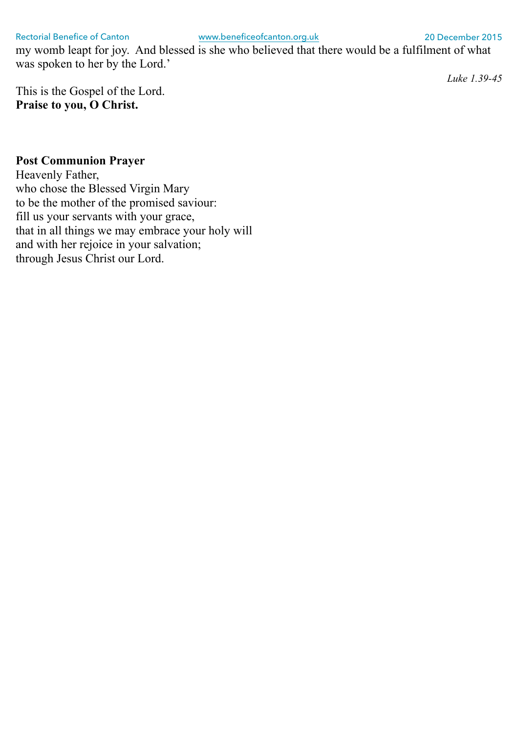my womb leapt for joy.  And blessed is she who believed that there would be a fulfilment of what was spoken to her by the Lord.'

*Luke 1.39-45*

This is the Gospel of the Lord.
**Praise to you, O Christ.**

**Post Communion Prayer**

Heavenly Father,
who chose the Blessed Virgin Mary
to be the mother of the promised saviour:
fill us your servants with your grace,
that in all things we may embrace your holy will
and with her rejoice in your salvation;
through Jesus Christ our Lord.